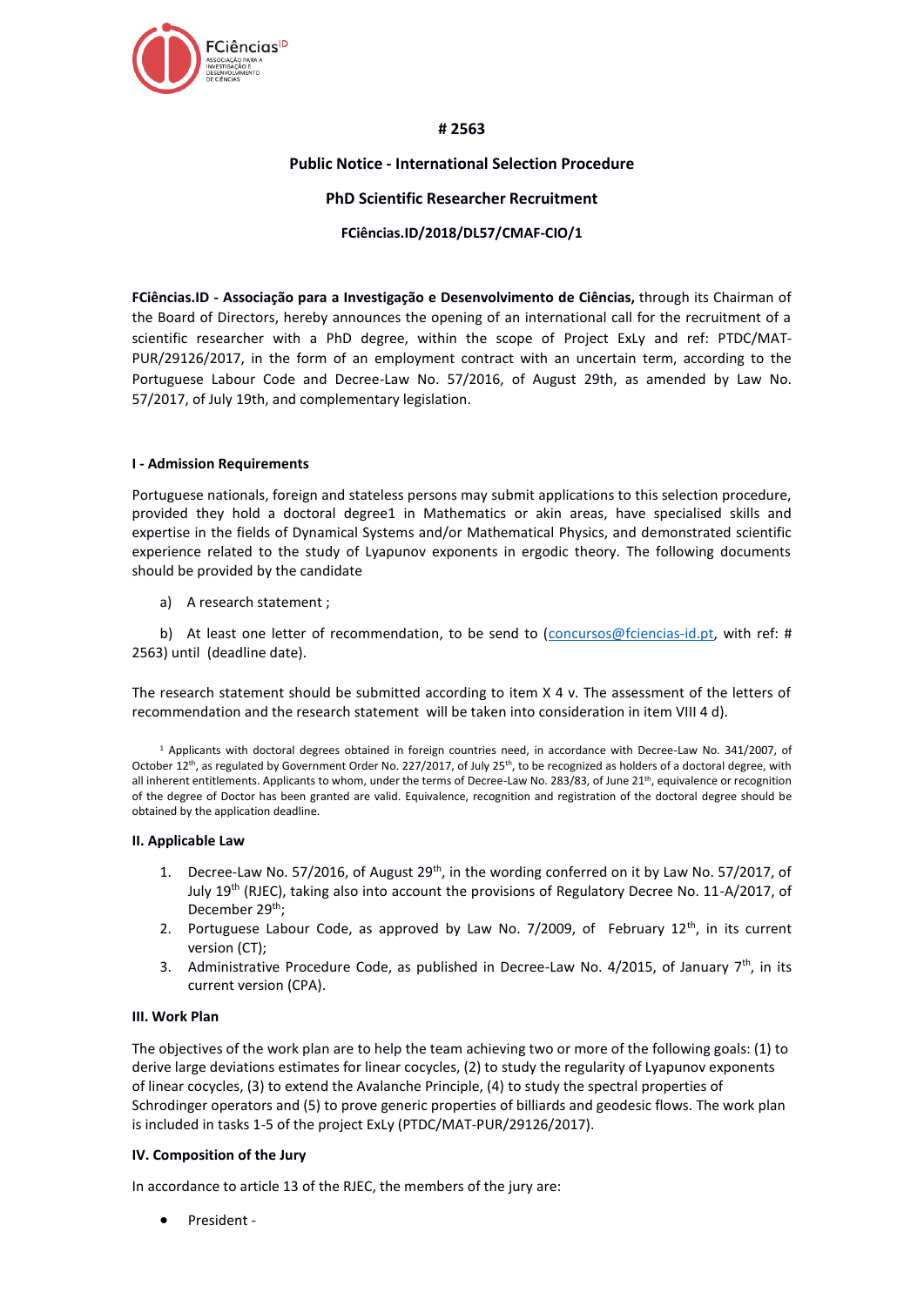# # 2563

## Public Notice - International Selection Procedure

## PhD Scientific Researcher Recruitment

### FCiências.ID/2018/DL57/CMAF-CIO/1

**FCiências.ID - Associação para a Investigação e Desenvolvimento de Ciências,** through its Chairman of the Board of Directors, hereby announces the opening of an international call for the recruitment of a scientific researcher with a PhD degree, within the scope of Project ExLy and ref: PTDC/MAT-PUR/29126/2017, in the form of an employment contract with an uncertain term, according to the Portuguese Labour Code and Decree-Law No. 57/2016, of August 29th, as amended by Law No. 57/2017, of July 19th, and complementary legislation.

**I - Admission Requirements**

Portuguese nationals, foreign and stateless persons may submit applications to this selection procedure, provided they hold a doctoral degree[1] in Mathematics or akin areas, have specialised skills and expertise in the fields of Dynamical Systems and/or Mathematical Physics, and demonstrated scientific experience related to the study of Lyapunov exponents in ergodic theory. The following documents should be provided by the candidate

a) A research statement ;

b) At least one letter of recommendation, to be send to (concursos@fciencias-id.pt, with ref: # 2563) until (deadline date).

The research statement should be submitted according to item X 4 v. The assessment of the letters of recommendation and the research statement will be taken into consideration in item VIII 4 d).

[1] Applicants with doctoral degrees obtained in foreign countries need, in accordance with Decree-Law No. 341/2007, of October 12th, as regulated by Government Order No. 227/2017, of July 25th, to be recognized as holders of a doctoral degree, with all inherent entitlements. Applicants to whom, under the terms of Decree-Law No. 283/83, of June 21th, equivalence or recognition of the degree of Doctor has been granted are valid. Equivalence, recognition and registration of the doctoral degree should be obtained by the application deadline.

**II. Applicable Law**

1. Decree-Law No. 57/2016, of August 29th, in the wording conferred on it by Law No. 57/2017, of July 19th (RJEC), taking also into account the provisions of Regulatory Decree No. 11-A/2017, of December 29th;
2. Portuguese Labour Code, as approved by Law No. 7/2009, of February 12th, in its current version (CT);
3. Administrative Procedure Code, as published in Decree-Law No. 4/2015, of January 7th, in its current version (CPA).

**III. Work Plan**

The objectives of the work plan are to help the team achieving two or more of the following goals: (1) to derive large deviations estimates for linear cocycles, (2) to study the regularity of Lyapunov exponents of linear cocycles, (3) to extend the Avalanche Principle, (4) to study the spectral properties of Schrodinger operators and (5) to prove generic properties of billiards and geodesic flows. The work plan is included in tasks 1-5 of the project ExLy (PTDC/MAT-PUR/29126/2017).

**IV. Composition of the Jury**

In accordance to article 13 of the RJEC, the members of the jury are:

- President -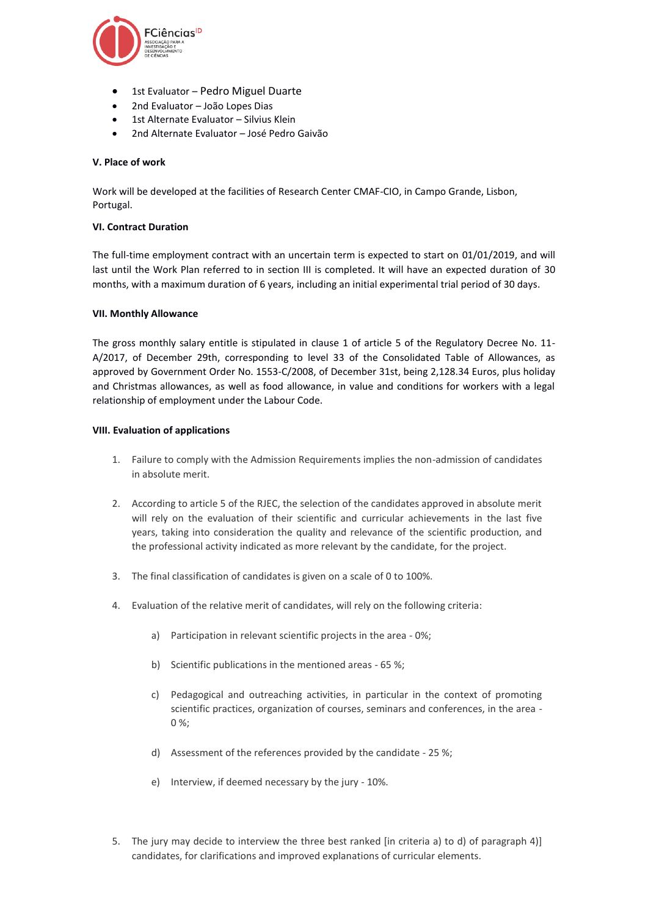- 1st Evaluator – Pedro Miguel Duarte
- 2nd Evaluator – João Lopes Dias
- 1st Alternate Evaluator – Silvius Klein
- 2nd Alternate Evaluator – José Pedro Gaivão

**V. Place of work**

Work will be developed at the facilities of Research Center CMAF-CIO, in Campo Grande, Lisbon, Portugal.

**VI. Contract Duration**

The full-time employment contract with an uncertain term is expected to start on 01/01/2019, and will last until the Work Plan referred to in section III is completed. It will have an expected duration of 30 months, with a maximum duration of 6 years, including an initial experimental trial period of 30 days.

**VII. Monthly Allowance**

The gross monthly salary entitle is stipulated in clause 1 of article 5 of the Regulatory Decree No. 11-A/2017, of December 29th, corresponding to level 33 of the Consolidated Table of Allowances, as approved by Government Order No. 1553-C/2008, of December 31st, being 2,128.34 Euros, plus holiday and Christmas allowances, as well as food allowance, in value and conditions for workers with a legal relationship of employment under the Labour Code.

**VIII. Evaluation of applications**

1. Failure to comply with the Admission Requirements implies the non-admission of candidates in absolute merit.

2. According to article 5 of the RJEC, the selection of the candidates approved in absolute merit will rely on the evaluation of their scientific and curricular achievements in the last five years, taking into consideration the quality and relevance of the scientific production, and the professional activity indicated as more relevant by the candidate, for the project.

3. The final classification of candidates is given on a scale of 0 to 100%.

4. Evaluation of the relative merit of candidates, will rely on the following criteria:

    a) Participation in relevant scientific projects in the area - 0%;

    b) Scientific publications in the mentioned areas - 65 %;

    c) Pedagogical and outreaching activities, in particular in the context of promoting scientific practices, organization of courses, seminars and conferences, in the area - 0 %;

    d) Assessment of the references provided by the candidate - 25 %;

    e) Interview, if deemed necessary by the jury - 10%.

5. The jury may decide to interview the three best ranked [in criteria a) to d) of paragraph 4)] candidates, for clarifications and improved explanations of curricular elements.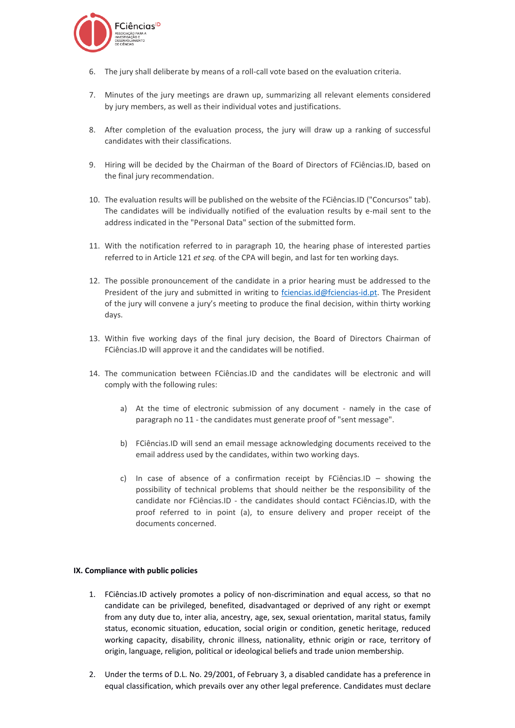6. The jury shall deliberate by means of a roll-call vote based on the evaluation criteria.

7. Minutes of the jury meetings are drawn up, summarizing all relevant elements considered by jury members, as well as their individual votes and justifications.

8. After completion of the evaluation process, the jury will draw up a ranking of successful candidates with their classifications.

9. Hiring will be decided by the Chairman of the Board of Directors of FCiências.ID, based on the final jury recommendation.

10. The evaluation results will be published on the website of the FCiências.ID ("Concursos" tab). The candidates will be individually notified of the evaluation results by e-mail sent to the address indicated in the "Personal Data" section of the submitted form.

11. With the notification referred to in paragraph 10, the hearing phase of interested parties referred to in Article 121 *et seq.* of the CPA will begin, and last for ten working days.

12. The possible pronouncement of the candidate in a prior hearing must be addressed to the President of the jury and submitted in writing to fciencias.id@fciencias-id.pt. The President of the jury will convene a jury's meeting to produce the final decision, within thirty working days.

13. Within five working days of the final jury decision, the Board of Directors Chairman of FCiências.ID will approve it and the candidates will be notified.

14. The communication between FCiências.ID and the candidates will be electronic and will comply with the following rules:

    a) At the time of electronic submission of any document - namely in the case of paragraph no 11 - the candidates must generate proof of "sent message".

    b) FCiências.ID will send an email message acknowledging documents received to the email address used by the candidates, within two working days.

    c) In case of absence of a confirmation receipt by FCiências.ID – showing the possibility of technical problems that should neither be the responsibility of the candidate nor FCiências.ID - the candidates should contact FCiências.ID, with the proof referred to in point (a), to ensure delivery and proper receipt of the documents concerned.

**IX. Compliance with public policies**

1. FCiências.ID actively promotes a policy of non-discrimination and equal access, so that no candidate can be privileged, benefited, disadvantaged or deprived of any right or exempt from any duty due to, inter alia, ancestry, age, sex, sexual orientation, marital status, family status, economic situation, education, social origin or condition, genetic heritage, reduced working capacity, disability, chronic illness, nationality, ethnic origin or race, territory of origin, language, religion, political or ideological beliefs and trade union membership.

2. Under the terms of D.L. No. 29/2001, of February 3, a disabled candidate has a preference in equal classification, which prevails over any other legal preference. Candidates must declare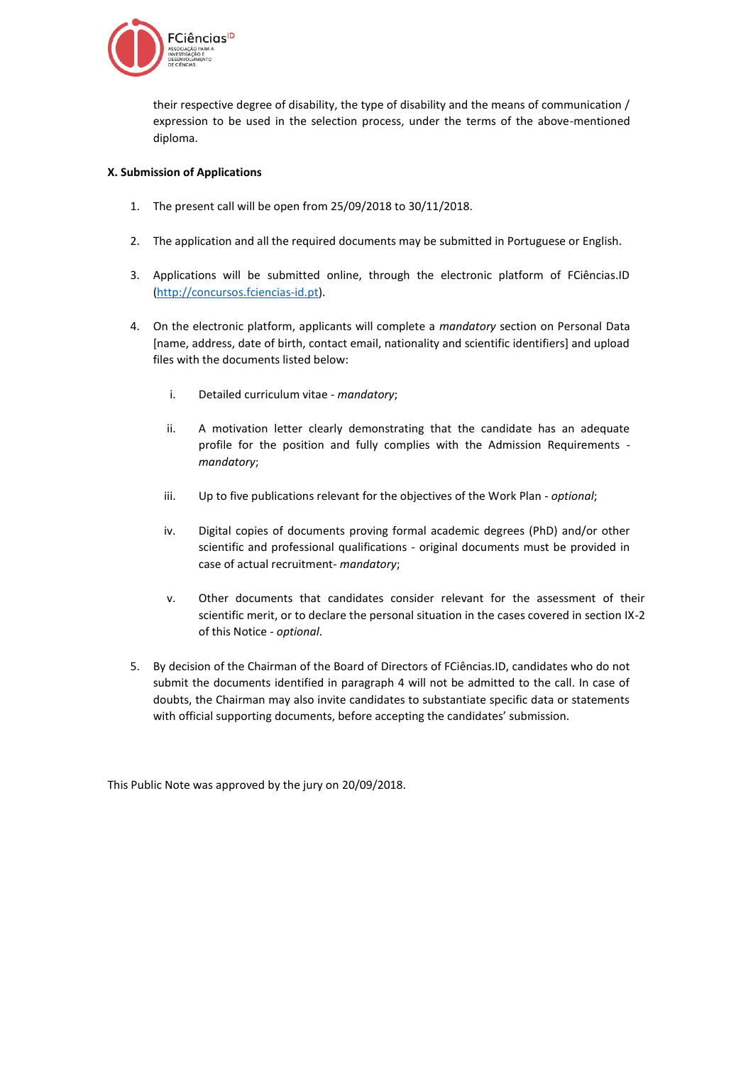their respective degree of disability, the type of disability and the means of communication / expression to be used in the selection process, under the terms of the above-mentioned diploma.

**X. Submission of Applications**

1. The present call will be open from 25/09/2018 to 30/11/2018.

2. The application and all the required documents may be submitted in Portuguese or English.

3. Applications will be submitted online, through the electronic platform of FCiências.ID (http://concursos.fciencias-id.pt).

4. On the electronic platform, applicants will complete a *mandatory* section on Personal Data [name, address, date of birth, contact email, nationality and scientific identifiers] and upload files with the documents listed below:

   i. Detailed curriculum vitae - *mandatory*;

   ii. A motivation letter clearly demonstrating that the candidate has an adequate profile for the position and fully complies with the Admission Requirements - *mandatory*;

   iii. Up to five publications relevant for the objectives of the Work Plan - *optional*;

   iv. Digital copies of documents proving formal academic degrees (PhD) and/or other scientific and professional qualifications - original documents must be provided in case of actual recruitment- *mandatory*;

   v. Other documents that candidates consider relevant for the assessment of their scientific merit, or to declare the personal situation in the cases covered in section IX-2 of this Notice - *optional*.

5. By decision of the Chairman of the Board of Directors of FCiências.ID, candidates who do not submit the documents identified in paragraph 4 will not be admitted to the call. In case of doubts, the Chairman may also invite candidates to substantiate specific data or statements with official supporting documents, before accepting the candidates' submission.

This Public Note was approved by the jury on 20/09/2018.